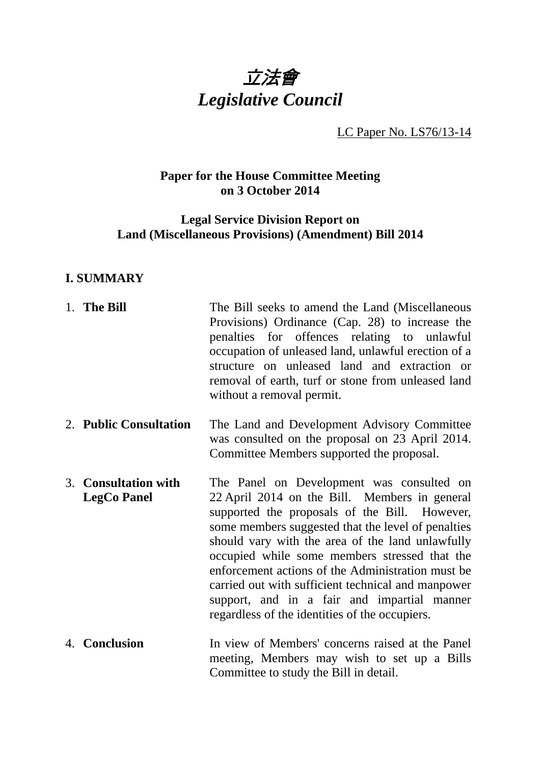# *立法會*
# *Legislative Council*

LC Paper No. LS76/13-14

**Paper for the House Committee Meeting on 3 October 2014**

**Legal Service Division Report on Land (Miscellaneous Provisions) (Amendment) Bill 2014**

## I. SUMMARY

| | |
|---|---|
| 1. **The Bill** | The Bill seeks to amend the Land (Miscellaneous Provisions) Ordinance (Cap. 28) to increase the penalties for offences relating to unlawful occupation of unleased land, unlawful erection of a structure on unleased land and extraction or removal of earth, turf or stone from unleased land without a removal permit. |
| 2. **Public Consultation** | The Land and Development Advisory Committee was consulted on the proposal on 23 April 2014. Committee Members supported the proposal. |
| 3. **Consultation with LegCo Panel** | The Panel on Development was consulted on 22 April 2014 on the Bill. Members in general supported the proposals of the Bill. However, some members suggested that the level of penalties should vary with the area of the land unlawfully occupied while some members stressed that the enforcement actions of the Administration must be carried out with sufficient technical and manpower support, and in a fair and impartial manner regardless of the identities of the occupiers. |
| 4. **Conclusion** | In view of Members' concerns raised at the Panel meeting, Members may wish to set up a Bills Committee to study the Bill in detail. |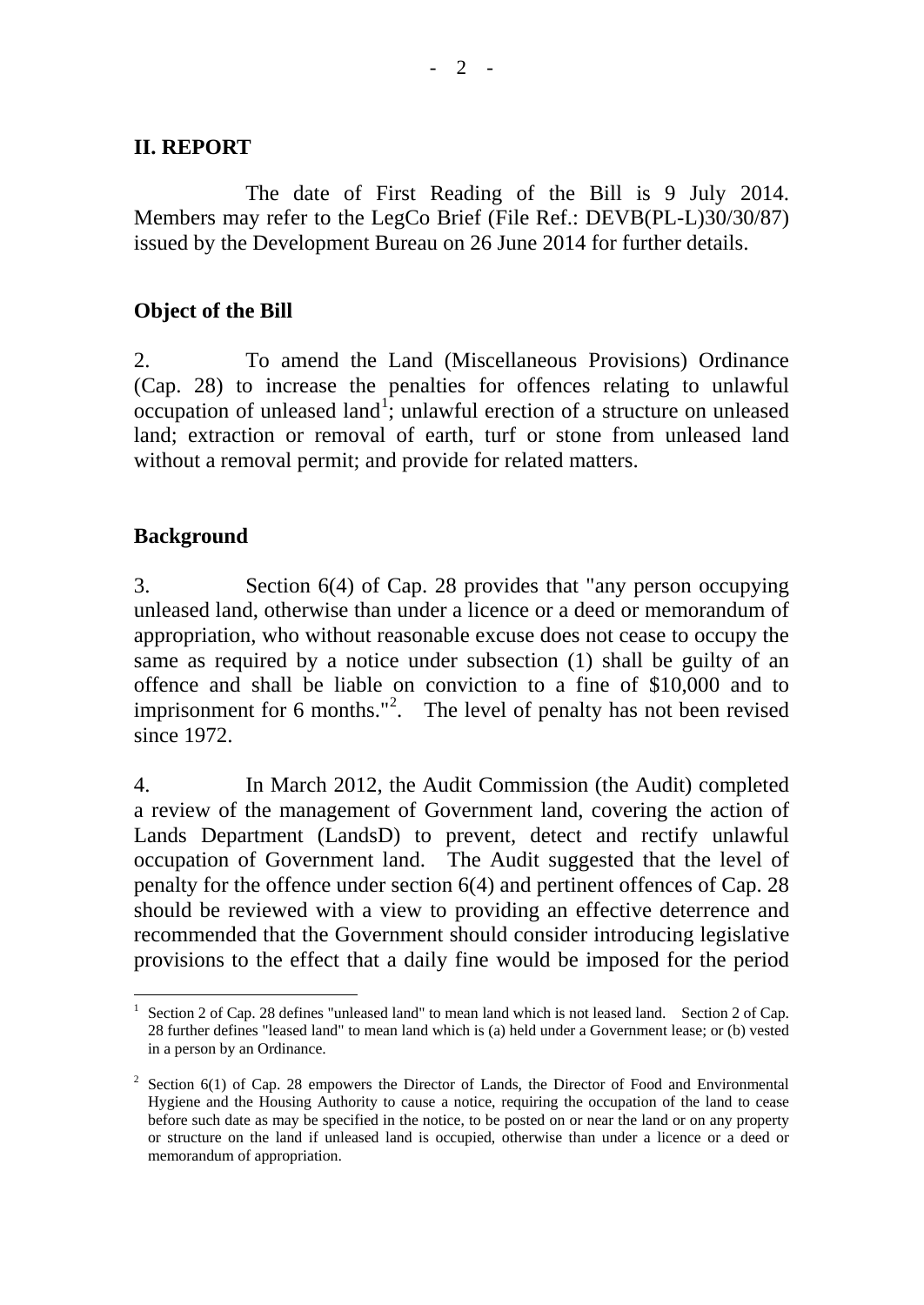## II. REPORT

The date of First Reading of the Bill is 9 July 2014. Members may refer to the LegCo Brief (File Ref.: DEVB(PL-L)30/30/87) issued by the Development Bureau on 26 June 2014 for further details.

### Object of the Bill

2. To amend the Land (Miscellaneous Provisions) Ordinance (Cap. 28) to increase the penalties for offences relating to unlawful occupation of unleased land[1]; unlawful erection of a structure on unleased land; extraction or removal of earth, turf or stone from unleased land without a removal permit; and provide for related matters.

### Background

3. Section 6(4) of Cap. 28 provides that "any person occupying unleased land, otherwise than under a licence or a deed or memorandum of appropriation, who without reasonable excuse does not cease to occupy the same as required by a notice under subsection (1) shall be guilty of an offence and shall be liable on conviction to a fine of $10,000 and to imprisonment for 6 months."[2]. The level of penalty has not been revised since 1972.

4. In March 2012, the Audit Commission (the Audit) completed a review of the management of Government land, covering the action of Lands Department (LandsD) to prevent, detect and rectify unlawful occupation of Government land. The Audit suggested that the level of penalty for the offence under section 6(4) and pertinent offences of Cap. 28 should be reviewed with a view to providing an effective deterrence and recommended that the Government should consider introducing legislative provisions to the effect that a daily fine would be imposed for the period

---

[1] Section 2 of Cap. 28 defines "unleased land" to mean land which is not leased land. Section 2 of Cap. 28 further defines "leased land" to mean land which is (a) held under a Government lease; or (b) vested in a person by an Ordinance.

[2] Section 6(1) of Cap. 28 empowers the Director of Lands, the Director of Food and Environmental Hygiene and the Housing Authority to cause a notice, requiring the occupation of the land to cease before such date as may be specified in the notice, to be posted on or near the land or on any property or structure on the land if unleased land is occupied, otherwise than under a licence or a deed or memorandum of appropriation.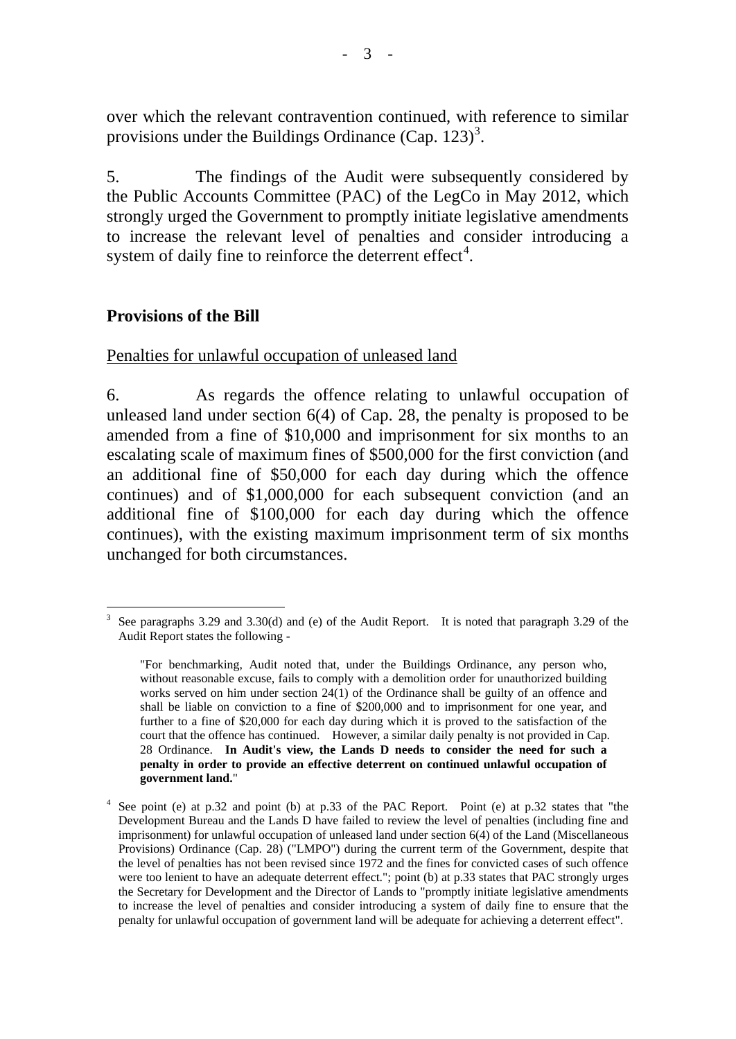over which the relevant contravention continued, with reference to similar provisions under the Buildings Ordinance (Cap. 123)[3].

5. The findings of the Audit were subsequently considered by the Public Accounts Committee (PAC) of the LegCo in May 2012, which strongly urged the Government to promptly initiate legislative amendments to increase the relevant level of penalties and consider introducing a system of daily fine to reinforce the deterrent effect[4].

## Provisions of the Bill

Penalties for unlawful occupation of unleased land

6. As regards the offence relating to unlawful occupation of unleased land under section 6(4) of Cap. 28, the penalty is proposed to be amended from a fine of \$10,000 and imprisonment for six months to an escalating scale of maximum fines of \$500,000 for the first conviction (and an additional fine of \$50,000 for each day during which the offence continues) and of \$1,000,000 for each subsequent conviction (and an additional fine of \$100,000 for each day during which the offence continues), with the existing maximum imprisonment term of six months unchanged for both circumstances.

---

[3] See paragraphs 3.29 and 3.30(d) and (e) of the Audit Report. It is noted that paragraph 3.29 of the Audit Report states the following -

> "For benchmarking, Audit noted that, under the Buildings Ordinance, any person who, without reasonable excuse, fails to comply with a demolition order for unauthorized building works served on him under section 24(1) of the Ordinance shall be guilty of an offence and shall be liable on conviction to a fine of \$200,000 and to imprisonment for one year, and further to a fine of \$20,000 for each day during which it is proved to the satisfaction of the court that the offence has continued. However, a similar daily penalty is not provided in Cap. 28 Ordinance. **In Audit's view, the Lands D needs to consider the need for such a penalty in order to provide an effective deterrent on continued unlawful occupation of government land.**"

[4] See point (e) at p.32 and point (b) at p.33 of the PAC Report. Point (e) at p.32 states that "the Development Bureau and the Lands D have failed to review the level of penalties (including fine and imprisonment) for unlawful occupation of unleased land under section 6(4) of the Land (Miscellaneous Provisions) Ordinance (Cap. 28) ("LMPO") during the current term of the Government, despite that the level of penalties has not been revised since 1972 and the fines for convicted cases of such offence were too lenient to have an adequate deterrent effect."; point (b) at p.33 states that PAC strongly urges the Secretary for Development and the Director of Lands to "promptly initiate legislative amendments to increase the level of penalties and consider introducing a system of daily fine to ensure that the penalty for unlawful occupation of government land will be adequate for achieving a deterrent effect".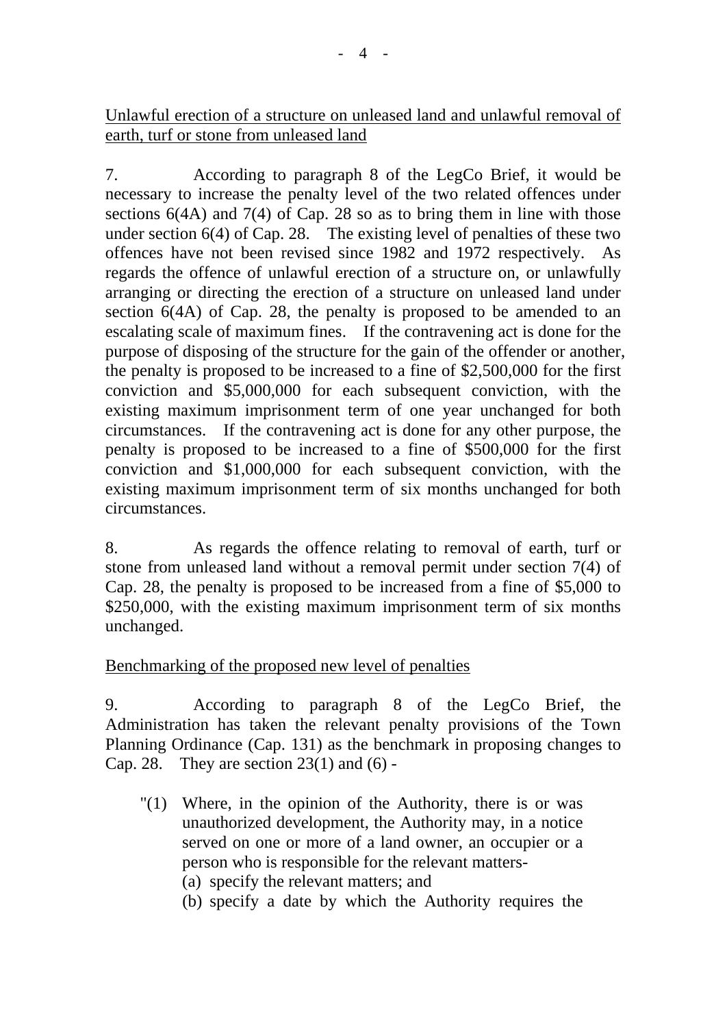Unlawful erection of a structure on unleased land and unlawful removal of earth, turf or stone from unleased land

7. According to paragraph 8 of the LegCo Brief, it would be necessary to increase the penalty level of the two related offences under sections 6(4A) and 7(4) of Cap. 28 so as to bring them in line with those under section 6(4) of Cap. 28. The existing level of penalties of these two offences have not been revised since 1982 and 1972 respectively. As regards the offence of unlawful erection of a structure on, or unlawfully arranging or directing the erection of a structure on unleased land under section 6(4A) of Cap. 28, the penalty is proposed to be amended to an escalating scale of maximum fines. If the contravening act is done for the purpose of disposing of the structure for the gain of the offender or another, the penalty is proposed to be increased to a fine of $2,500,000 for the first conviction and $5,000,000 for each subsequent conviction, with the existing maximum imprisonment term of one year unchanged for both circumstances. If the contravening act is done for any other purpose, the penalty is proposed to be increased to a fine of $500,000 for the first conviction and $1,000,000 for each subsequent conviction, with the existing maximum imprisonment term of six months unchanged for both circumstances.

8. As regards the offence relating to removal of earth, turf or stone from unleased land without a removal permit under section 7(4) of Cap. 28, the penalty is proposed to be increased from a fine of $5,000 to $250,000, with the existing maximum imprisonment term of six months unchanged.

Benchmarking of the proposed new level of penalties

9. According to paragraph 8 of the LegCo Brief, the Administration has taken the relevant penalty provisions of the Town Planning Ordinance (Cap. 131) as the benchmark in proposing changes to Cap. 28. They are section 23(1) and (6) -

> "(1) Where, in the opinion of the Authority, there is or was unauthorized development, the Authority may, in a notice served on one or more of a land owner, an occupier or a person who is responsible for the relevant matters-
>
> (a) specify the relevant matters; and
>
> (b) specify a date by which the Authority requires the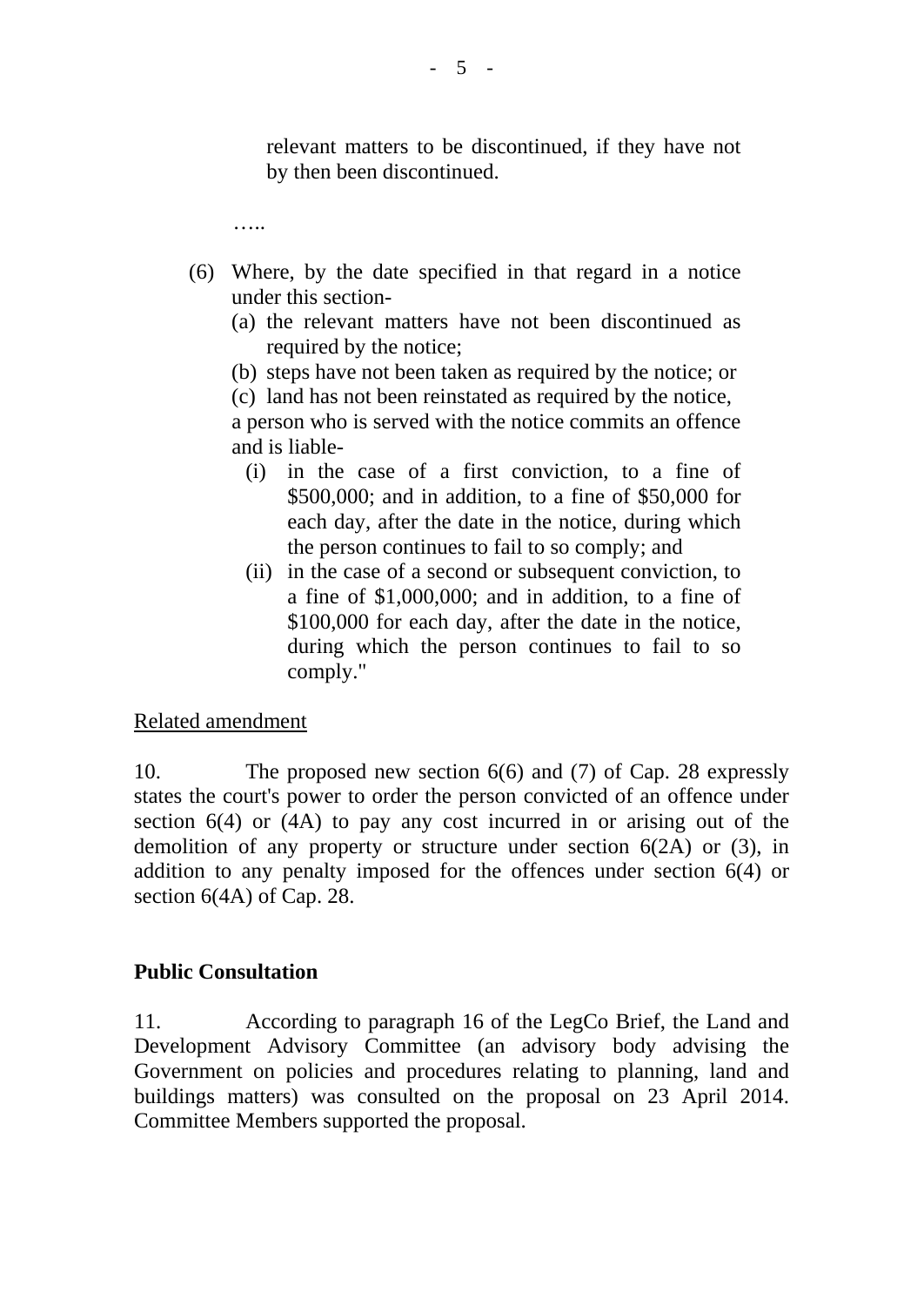relevant matters to be discontinued, if they have not by then been discontinued.

…..

(6) Where, by the date specified in that regard in a notice under this section-
   (a) the relevant matters have not been discontinued as required by the notice;
   (b) steps have not been taken as required by the notice; or
   (c) land has not been reinstated as required by the notice,

   a person who is served with the notice commits an offence and is liable-
   (i) in the case of a first conviction, to a fine of $500,000; and in addition, to a fine of $50,000 for each day, after the date in the notice, during which the person continues to fail to so comply; and
   (ii) in the case of a second or subsequent conviction, to a fine of $1,000,000; and in addition, to a fine of $100,000 for each day, after the date in the notice, during which the person continues to fail to so comply."

Related amendment

10. The proposed new section 6(6) and (7) of Cap. 28 expressly states the court's power to order the person convicted of an offence under section 6(4) or (4A) to pay any cost incurred in or arising out of the demolition of any property or structure under section 6(2A) or (3), in addition to any penalty imposed for the offences under section 6(4) or section 6(4A) of Cap. 28.

**Public Consultation**

11. According to paragraph 16 of the LegCo Brief, the Land and Development Advisory Committee (an advisory body advising the Government on policies and procedures relating to planning, land and buildings matters) was consulted on the proposal on 23 April 2014. Committee Members supported the proposal.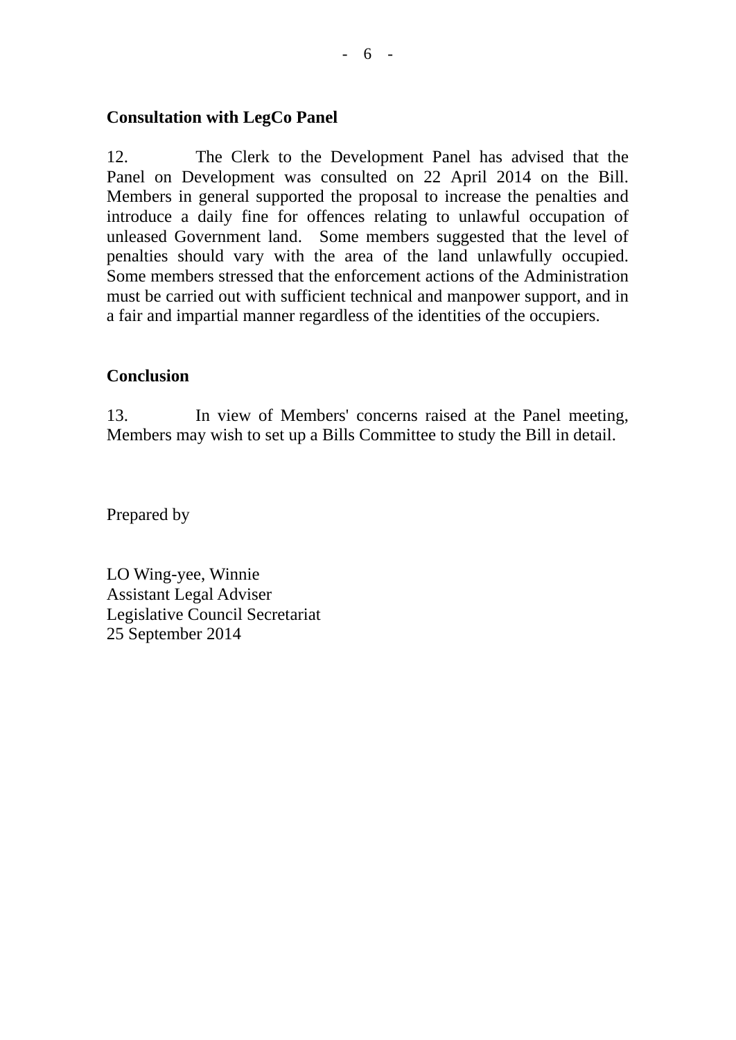**Consultation with LegCo Panel**

12. The Clerk to the Development Panel has advised that the Panel on Development was consulted on 22 April 2014 on the Bill. Members in general supported the proposal to increase the penalties and introduce a daily fine for offences relating to unlawful occupation of unleased Government land. Some members suggested that the level of penalties should vary with the area of the land unlawfully occupied. Some members stressed that the enforcement actions of the Administration must be carried out with sufficient technical and manpower support, and in a fair and impartial manner regardless of the identities of the occupiers.

**Conclusion**

13. In view of Members' concerns raised at the Panel meeting, Members may wish to set up a Bills Committee to study the Bill in detail.

Prepared by

LO Wing-yee, Winnie
Assistant Legal Adviser
Legislative Council Secretariat
25 September 2014